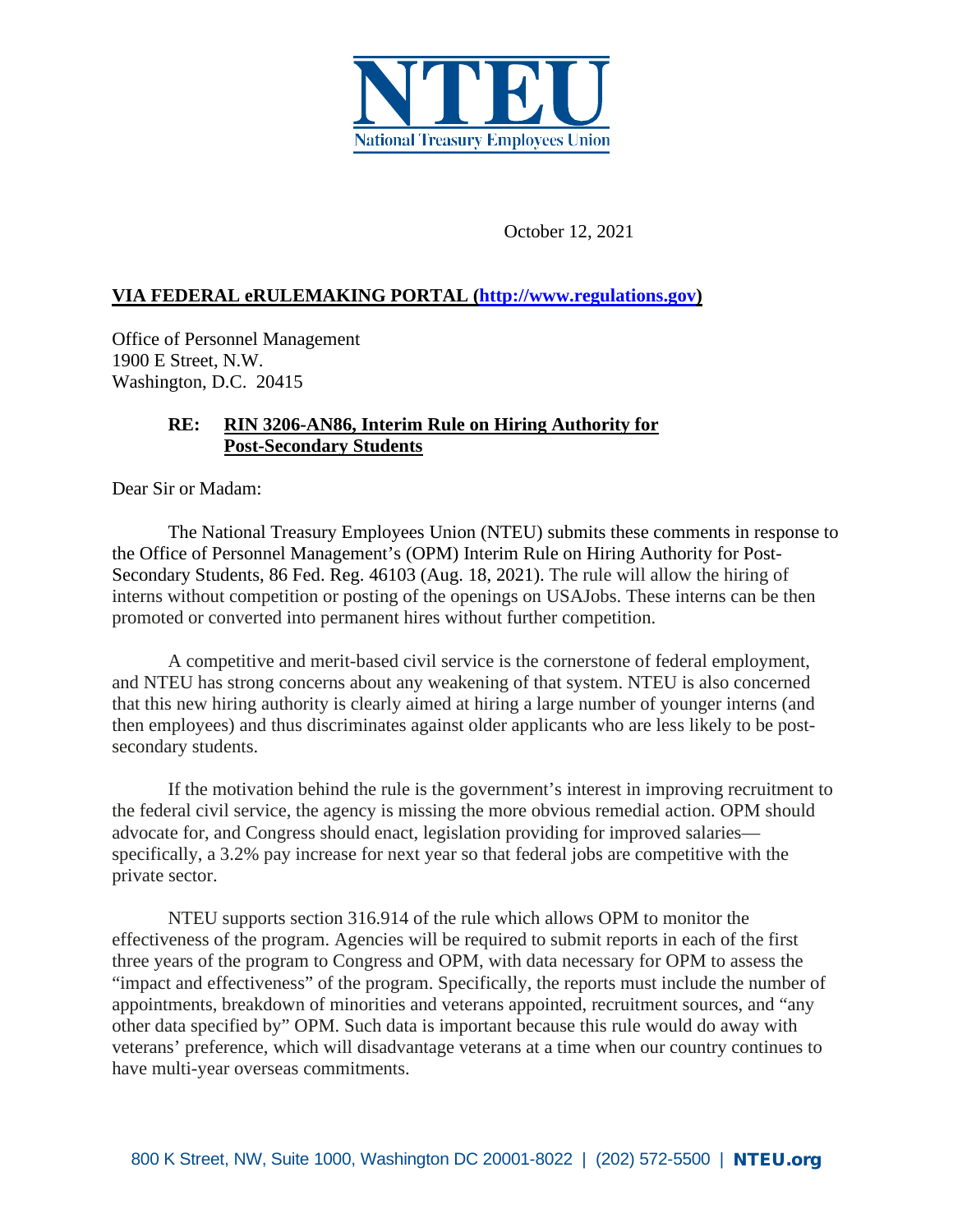# NTEU

National Treasury Employees Union

October 12, 2021

**VIA FEDERAL eRULEMAKING PORTAL (http://www.regulations.gov)**

Office of Personnel Management
1900 E Street, N.W.
Washington, D.C. 20415

**RE: RIN 3206-AN86, Interim Rule on Hiring Authority for Post-Secondary Students**

Dear Sir or Madam:

The National Treasury Employees Union (NTEU) submits these comments in response to the Office of Personnel Management's (OPM) Interim Rule on Hiring Authority for Post-Secondary Students, 86 Fed. Reg. 46103 (Aug. 18, 2021). The rule will allow the hiring of interns without competition or posting of the openings on USAJobs. These interns can be then promoted or converted into permanent hires without further competition.

A competitive and merit-based civil service is the cornerstone of federal employment, and NTEU has strong concerns about any weakening of that system. NTEU is also concerned that this new hiring authority is clearly aimed at hiring a large number of younger interns (and then employees) and thus discriminates against older applicants who are less likely to be post-secondary students.

If the motivation behind the rule is the government's interest in improving recruitment to the federal civil service, the agency is missing the more obvious remedial action. OPM should advocate for, and Congress should enact, legislation providing for improved salaries—specifically, a 3.2% pay increase for next year so that federal jobs are competitive with the private sector.

NTEU supports section 316.914 of the rule which allows OPM to monitor the effectiveness of the program. Agencies will be required to submit reports in each of the first three years of the program to Congress and OPM, with data necessary for OPM to assess the "impact and effectiveness" of the program. Specifically, the reports must include the number of appointments, breakdown of minorities and veterans appointed, recruitment sources, and "any other data specified by" OPM. Such data is important because this rule would do away with veterans' preference, which will disadvantage veterans at a time when our country continues to have multi-year overseas commitments.

800 K Street, NW, Suite 1000, Washington DC 20001-8022 | (202) 572-5500 | NTEU.org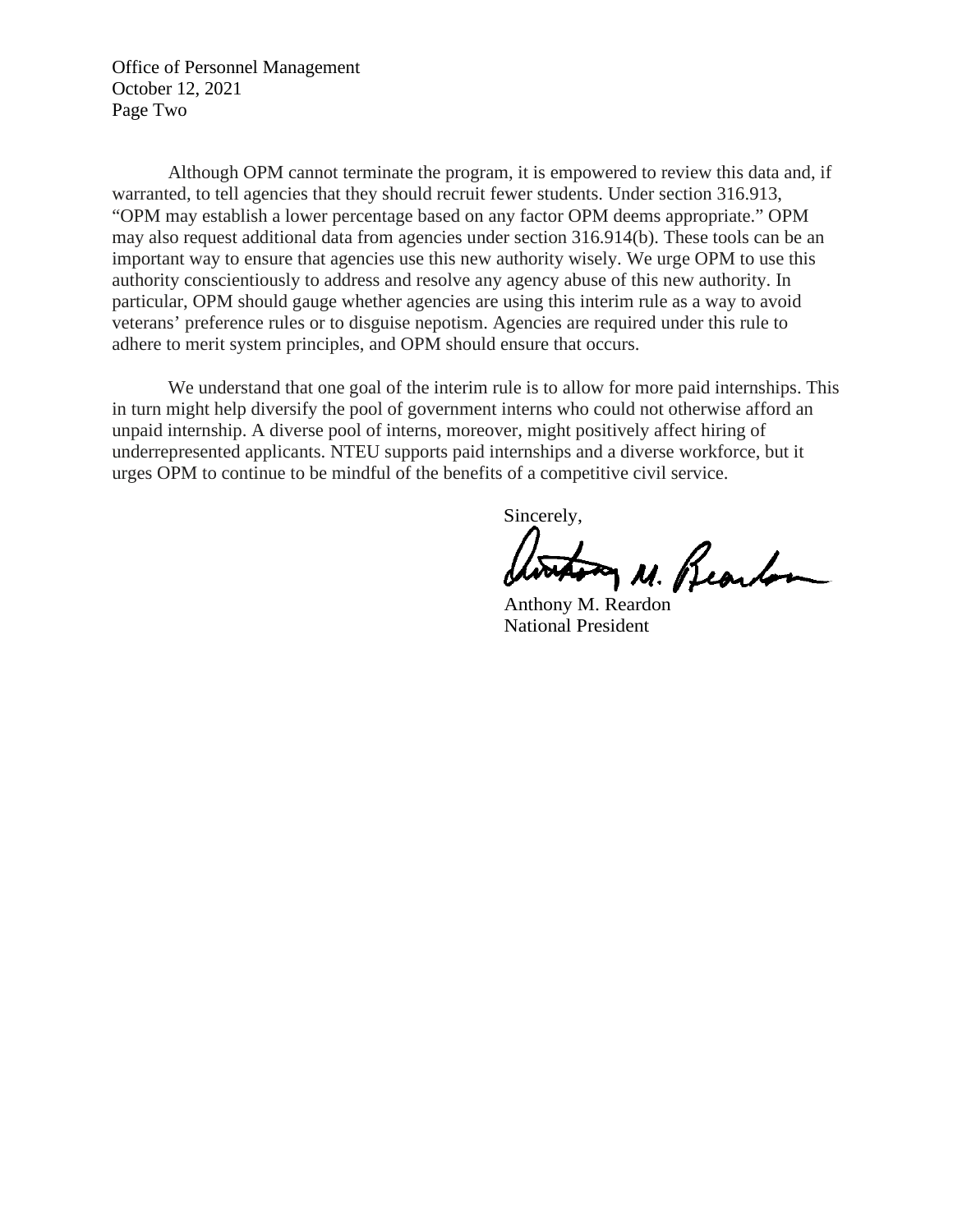Although OPM cannot terminate the program, it is empowered to review this data and, if warranted, to tell agencies that they should recruit fewer students. Under section 316.913, "OPM may establish a lower percentage based on any factor OPM deems appropriate." OPM may also request additional data from agencies under section 316.914(b). These tools can be an important way to ensure that agencies use this new authority wisely. We urge OPM to use this authority conscientiously to address and resolve any agency abuse of this new authority. In particular, OPM should gauge whether agencies are using this interim rule as a way to avoid veterans' preference rules or to disguise nepotism. Agencies are required under this rule to adhere to merit system principles, and OPM should ensure that occurs.

We understand that one goal of the interim rule is to allow for more paid internships. This in turn might help diversify the pool of government interns who could not otherwise afford an unpaid internship. A diverse pool of interns, moreover, might positively affect hiring of underrepresented applicants. NTEU supports paid internships and a diverse workforce, but it urges OPM to continue to be mindful of the benefits of a competitive civil service.

Sincerely,

Anthony M. Reardon
National President